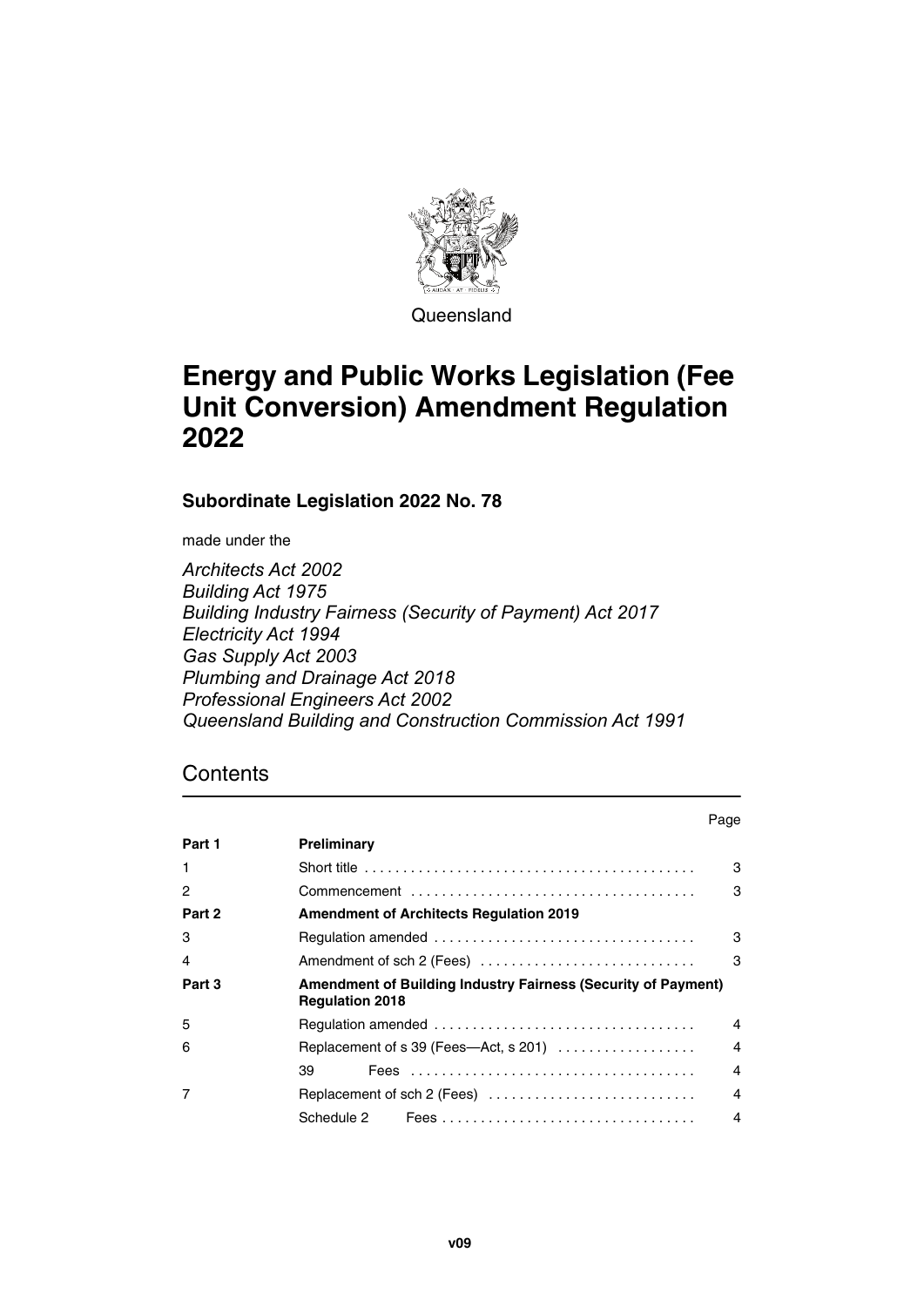Queensland

# Energy and Public Works Legislation (Fee Unit Conversion) Amendment Regulation 2022

**Subordinate Legislation 2022 No. 78**

made under the

*Architects Act 2002*
*Building Act 1975*
*Building Industry Fairness (Security of Payment) Act 2017*
*Electricity Act 1994*
*Gas Supply Act 2003*
*Plumbing and Drainage Act 2018*
*Professional Engineers Act 2002*
*Queensland Building and Construction Commission Act 1991*

## Contents

| | | Page |
|---|---|---|
| **Part 1** | **Preliminary** | |
| 1 | Short title | 3 |
| 2 | Commencement | 3 |
| **Part 2** | **Amendment of Architects Regulation 2019** | |
| 3 | Regulation amended | 3 |
| 4 | Amendment of sch 2 (Fees) | 3 |
| **Part 3** | **Amendment of Building Industry Fairness (Security of Payment) Regulation 2018** | |
| 5 | Regulation amended | 4 |
| 6 | Replacement of s 39 (Fees—Act, s 201) | 4 |
| | 39 Fees | 4 |
| 7 | Replacement of sch 2 (Fees) | 4 |
| | Schedule 2 Fees | 4 |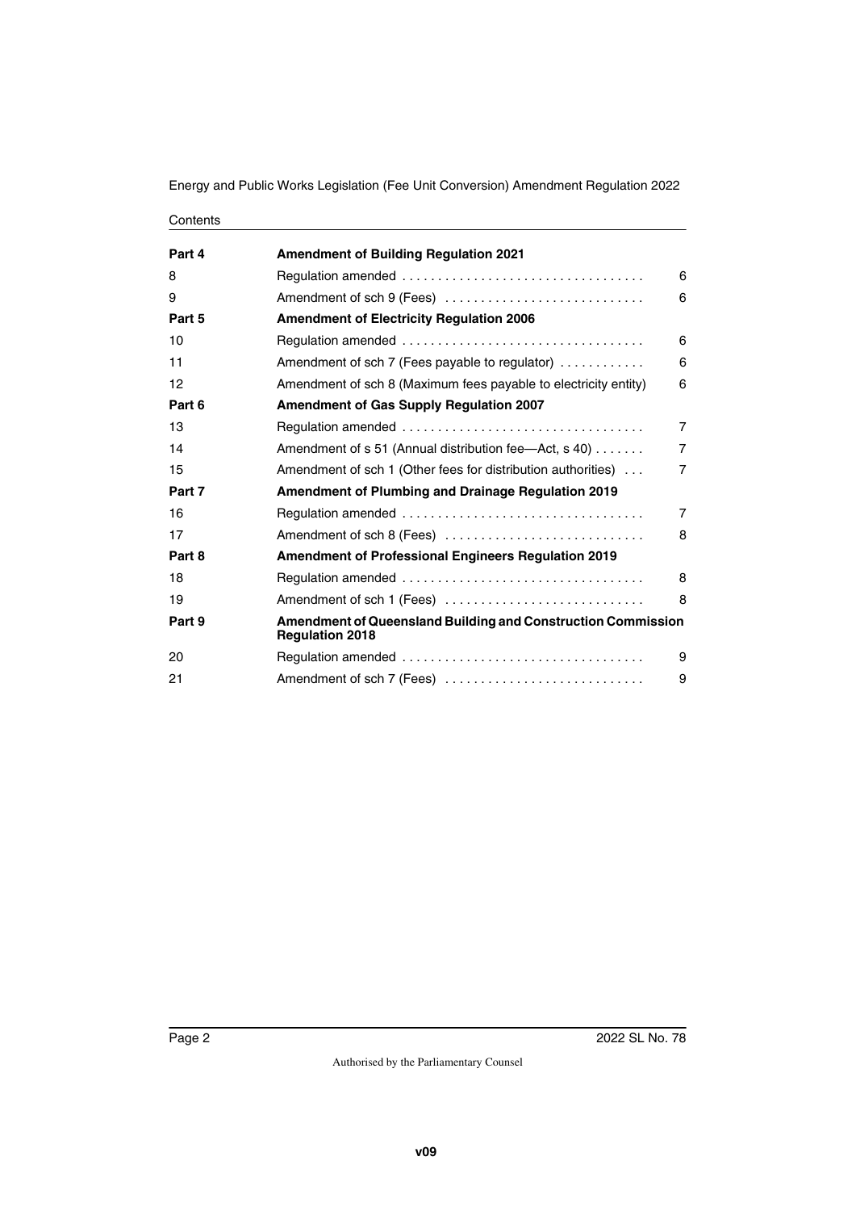Contents

| | | |
|---|---|---|
| **Part 4** | **Amendment of Building Regulation 2021** | |
| 8 | Regulation amended | 6 |
| 9 | Amendment of sch 9 (Fees) | 6 |
| **Part 5** | **Amendment of Electricity Regulation 2006** | |
| 10 | Regulation amended | 6 |
| 11 | Amendment of sch 7 (Fees payable to regulator) | 6 |
| 12 | Amendment of sch 8 (Maximum fees payable to electricity entity) | 6 |
| **Part 6** | **Amendment of Gas Supply Regulation 2007** | |
| 13 | Regulation amended | 7 |
| 14 | Amendment of s 51 (Annual distribution fee—Act, s 40) | 7 |
| 15 | Amendment of sch 1 (Other fees for distribution authorities) | 7 |
| **Part 7** | **Amendment of Plumbing and Drainage Regulation 2019** | |
| 16 | Regulation amended | 7 |
| 17 | Amendment of sch 8 (Fees) | 8 |
| **Part 8** | **Amendment of Professional Engineers Regulation 2019** | |
| 18 | Regulation amended | 8 |
| 19 | Amendment of sch 1 (Fees) | 8 |
| **Part 9** | **Amendment of Queensland Building and Construction Commission Regulation 2018** | |
| 20 | Regulation amended | 9 |
| 21 | Amendment of sch 7 (Fees) | 9 |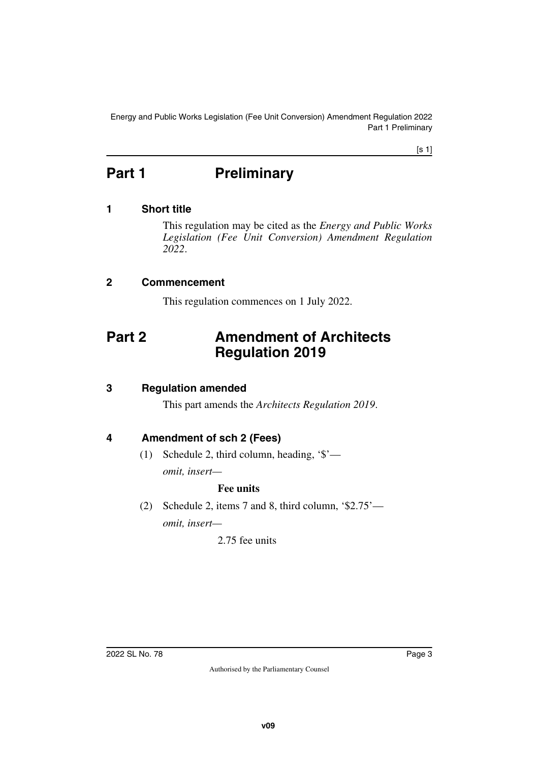# Part 1 Preliminary

## 1 Short title

This regulation may be cited as the *Energy and Public Works Legislation (Fee Unit Conversion) Amendment Regulation 2022*.

## 2 Commencement

This regulation commences on 1 July 2022.

# Part 2 Amendment of Architects Regulation 2019

## 3 Regulation amended

This part amends the *Architects Regulation 2019*.

## 4 Amendment of sch 2 (Fees)

(1) Schedule 2, third column, heading, '$'—

*omit, insert—*

**Fee units**

(2) Schedule 2, items 7 and 8, third column, '$2.75'—

*omit, insert—*

2.75 fee units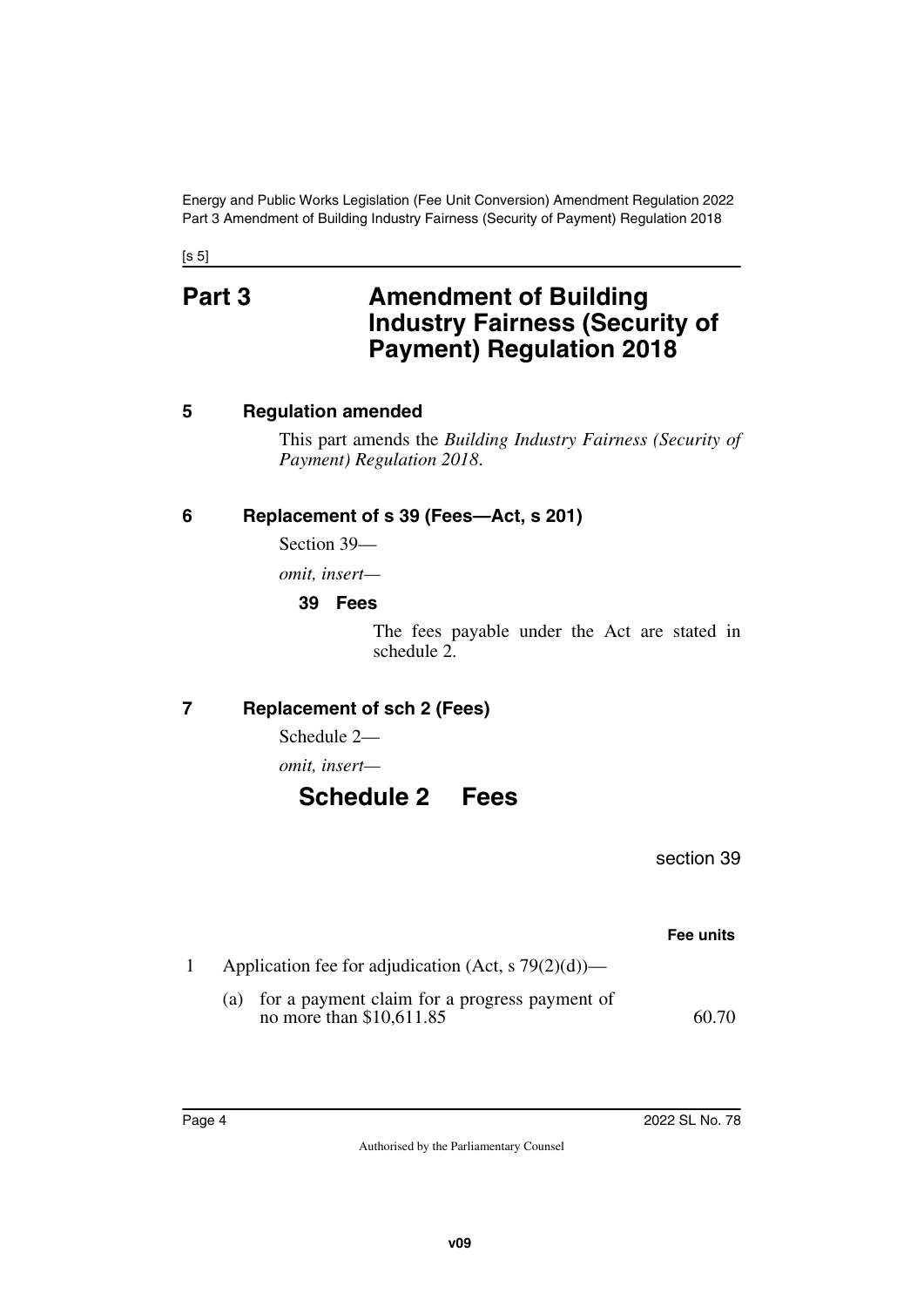[s 5]

# Part 3 Amendment of Building Industry Fairness (Security of Payment) Regulation 2018

## 5 Regulation amended

This part amends the *Building Industry Fairness (Security of Payment) Regulation 2018*.

## 6 Replacement of s 39 (Fees—Act, s 201)

Section 39—

*omit, insert—*

### 39 Fees

The fees payable under the Act are stated in schedule 2.

## 7 Replacement of sch 2 (Fees)

Schedule 2—

*omit, insert—*

# Schedule 2 Fees

section 39

| | | Fee units |
|---|---|---|
| 1 | Application fee for adjudication (Act, s 79(2)(d))— | |
| | (a) for a payment claim for a progress payment of no more than $10,611.85 | 60.70 |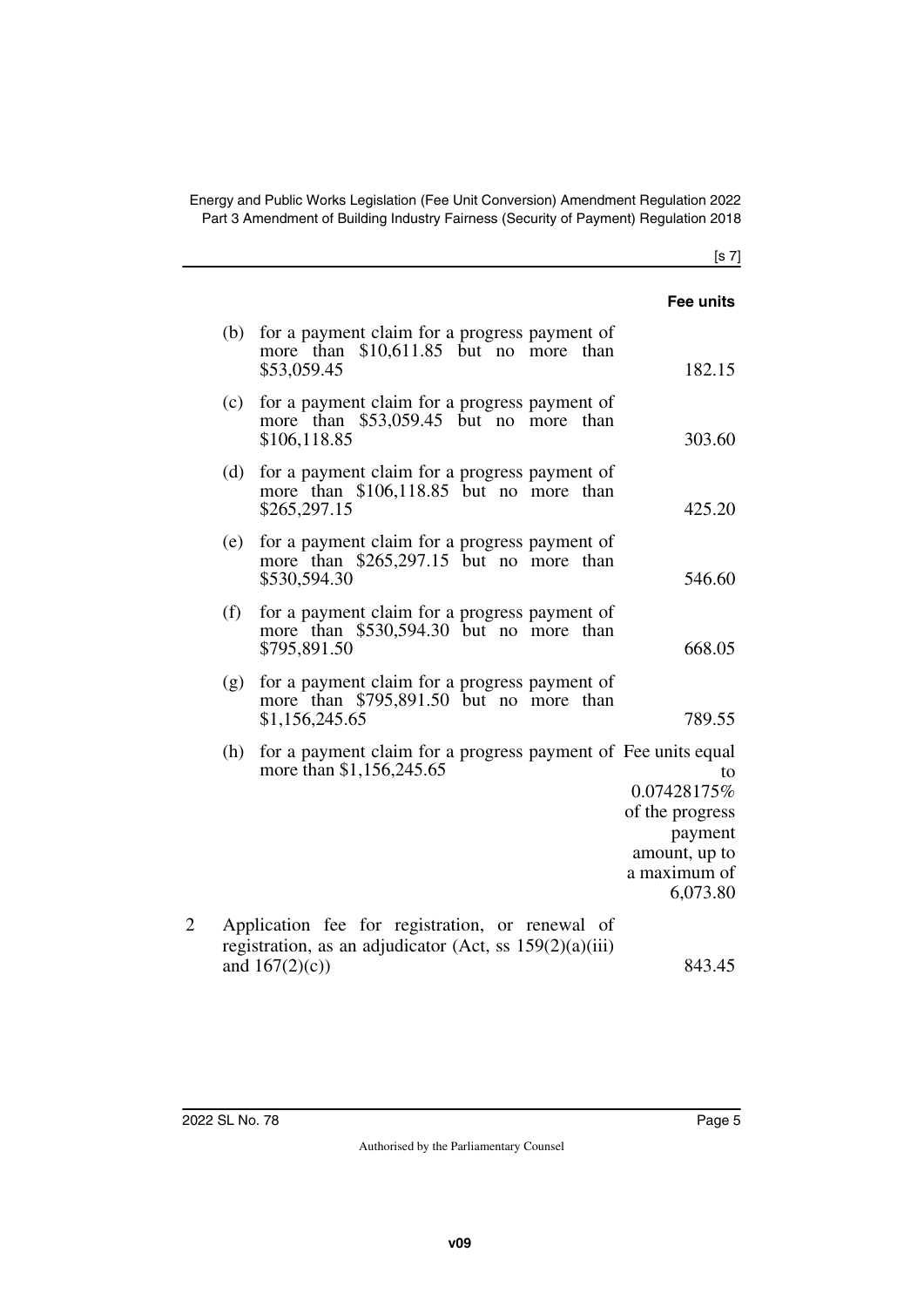| | | Fee units |
|---|---|---|
| | (b) for a payment claim for a progress payment of more than $10,611.85 but no more than $53,059.45 | 182.15 |
| | (c) for a payment claim for a progress payment of more than $53,059.45 but no more than $106,118.85 | 303.60 |
| | (d) for a payment claim for a progress payment of more than $106,118.85 but no more than $265,297.15 | 425.20 |
| | (e) for a payment claim for a progress payment of more than $265,297.15 but no more than $530,594.30 | 546.60 |
| | (f) for a payment claim for a progress payment of more than $530,594.30 but no more than $795,891.50 | 668.05 |
| | (g) for a payment claim for a progress payment of more than $795,891.50 but no more than $1,156,245.65 | 789.55 |
| | (h) for a payment claim for a progress payment of more than $1,156,245.65 | Fee units equal to 0.07428175% of the progress payment amount, up to a maximum of 6,073.80 |
| 2 | Application fee for registration, or renewal of registration, as an adjudicator (Act, ss 159(2)(a)(iii) and 167(2)(c)) | 843.45 |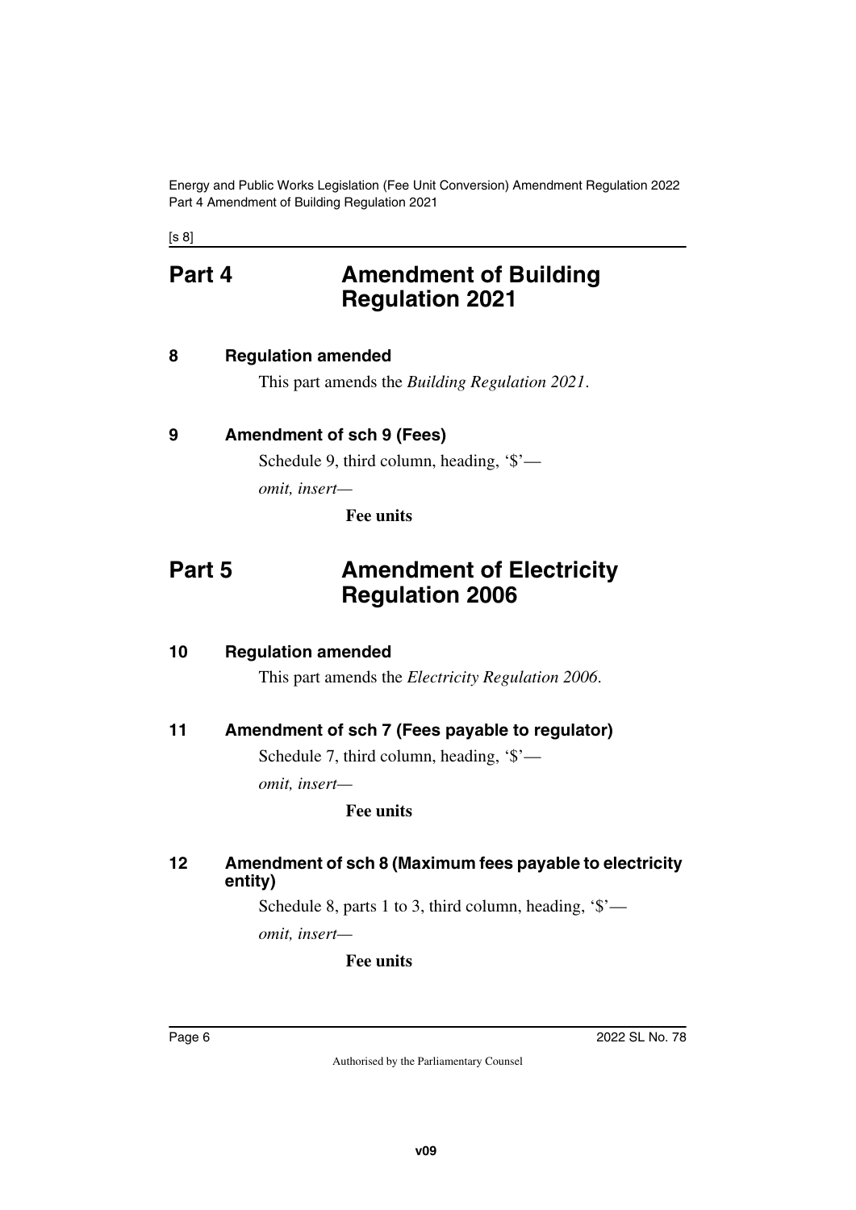# Part 4 Amendment of Building Regulation 2021

## 8 Regulation amended

This part amends the *Building Regulation 2021*.

## 9 Amendment of sch 9 (Fees)

Schedule 9, third column, heading, '$'—

*omit, insert—*

**Fee units**

# Part 5 Amendment of Electricity Regulation 2006

## 10 Regulation amended

This part amends the *Electricity Regulation 2006*.

## 11 Amendment of sch 7 (Fees payable to regulator)

Schedule 7, third column, heading, '$'—

*omit, insert—*

**Fee units**

## 12 Amendment of sch 8 (Maximum fees payable to electricity entity)

Schedule 8, parts 1 to 3, third column, heading, '$'—

*omit, insert—*

**Fee units**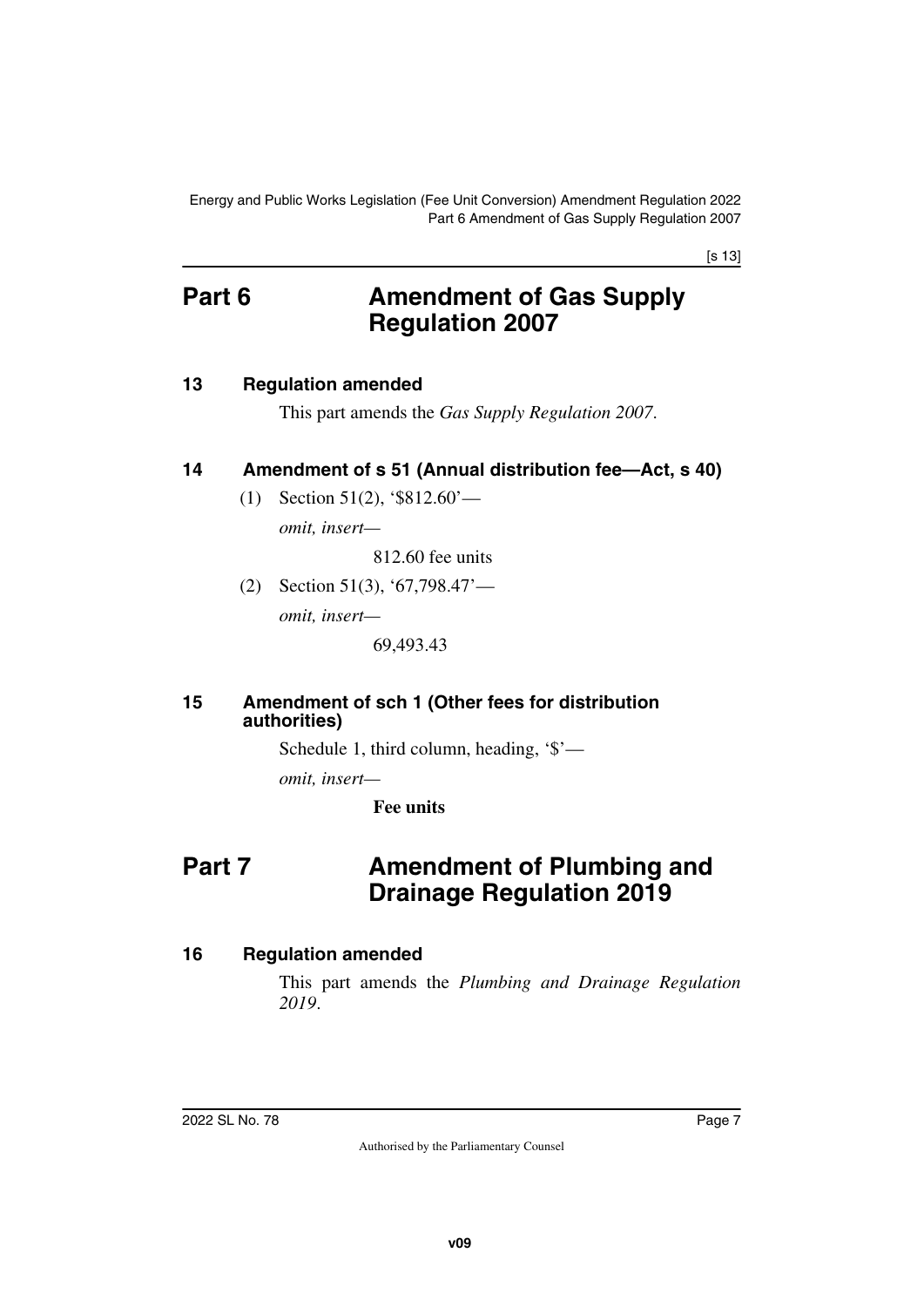# Part 6 Amendment of Gas Supply Regulation 2007

### 13 Regulation amended

This part amends the *Gas Supply Regulation 2007*.

### 14 Amendment of s 51 (Annual distribution fee—Act, s 40)

(1) Section 51(2), '$812.60'—

*omit, insert—*

812.60 fee units

(2) Section 51(3), '67,798.47'—

*omit, insert—*

69,493.43

### 15 Amendment of sch 1 (Other fees for distribution authorities)

Schedule 1, third column, heading, '$'—

*omit, insert—*

**Fee units**

# Part 7 Amendment of Plumbing and Drainage Regulation 2019

### 16 Regulation amended

This part amends the *Plumbing and Drainage Regulation 2019*.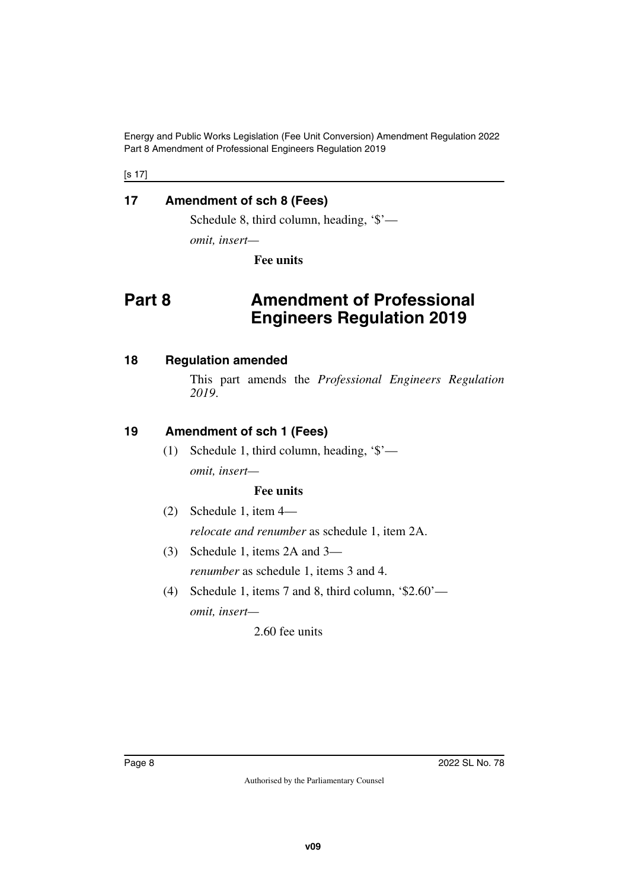**17 Amendment of sch 8 (Fees)**

Schedule 8, third column, heading, '$'—

*omit, insert*—

**Fee units**

# Part 8 Amendment of Professional Engineers Regulation 2019

**18 Regulation amended**

This part amends the *Professional Engineers Regulation 2019*.

**19 Amendment of sch 1 (Fees)**

(1) Schedule 1, third column, heading, '$'—

*omit, insert*—

**Fee units**

(2) Schedule 1, item 4—

*relocate and renumber* as schedule 1, item 2A.

(3) Schedule 1, items 2A and 3—

*renumber* as schedule 1, items 3 and 4.

(4) Schedule 1, items 7 and 8, third column, '$2.60'—

*omit, insert*—

2.60 fee units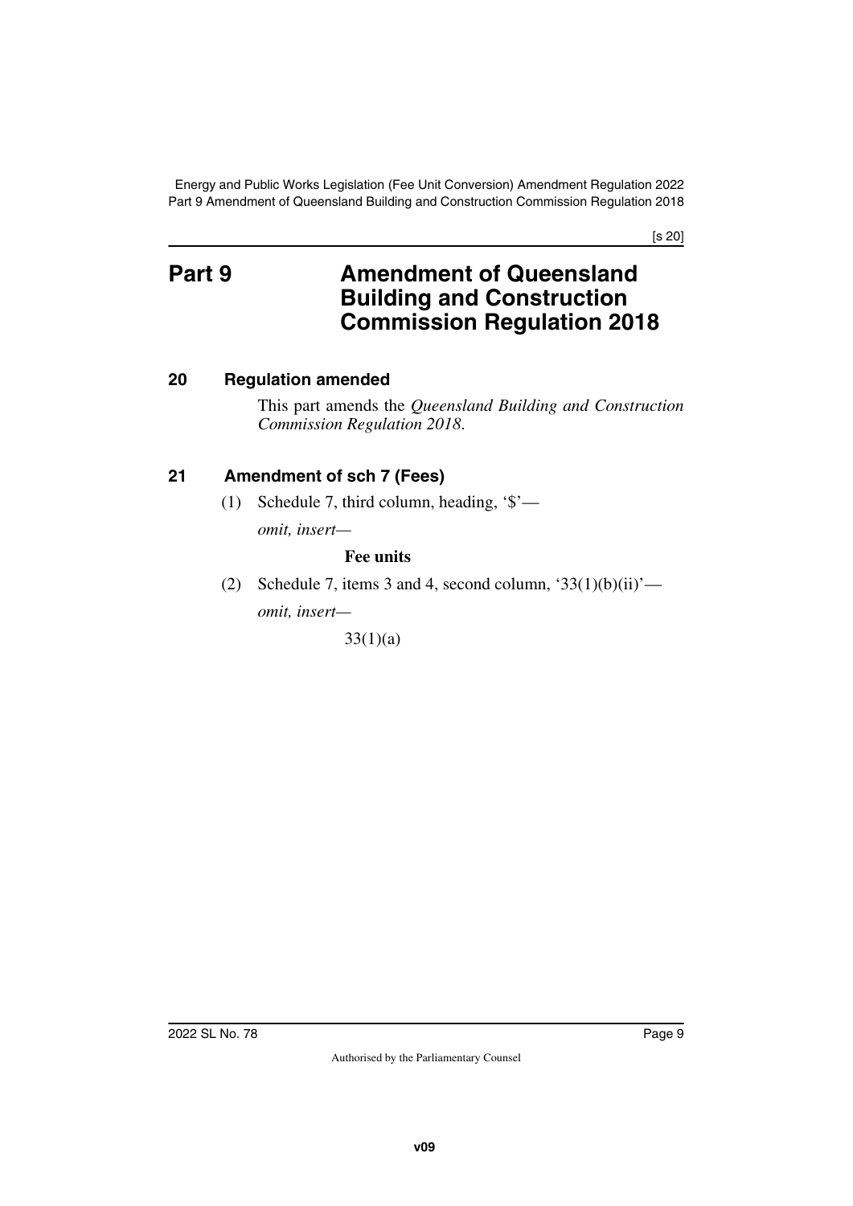# Part 9 Amendment of Queensland Building and Construction Commission Regulation 2018

## 20 Regulation amended

This part amends the *Queensland Building and Construction Commission Regulation 2018*.

## 21 Amendment of sch 7 (Fees)

(1) Schedule 7, third column, heading, '$'—

*omit, insert—*

**Fee units**

(2) Schedule 7, items 3 and 4, second column, '33(1)(b)(ii)'—

*omit, insert—*

33(1)(a)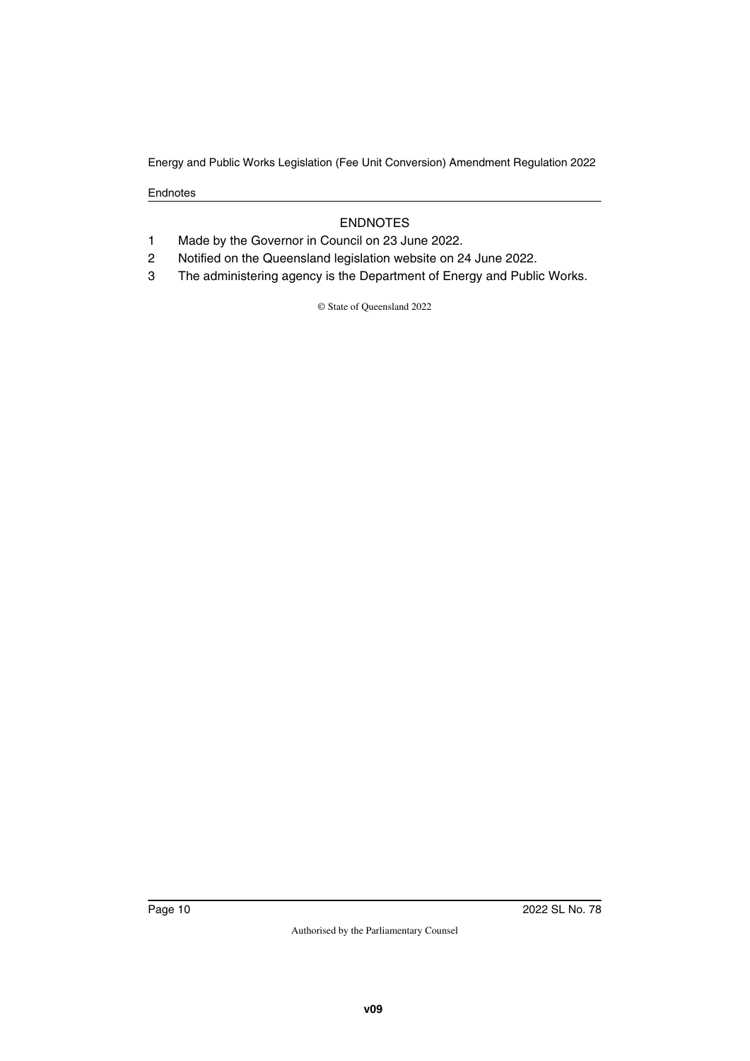## ENDNOTES

1 Made by the Governor in Council on 23 June 2022.

2 Notified on the Queensland legislation website on 24 June 2022.

3 The administering agency is the Department of Energy and Public Works.

© State of Queensland 2022